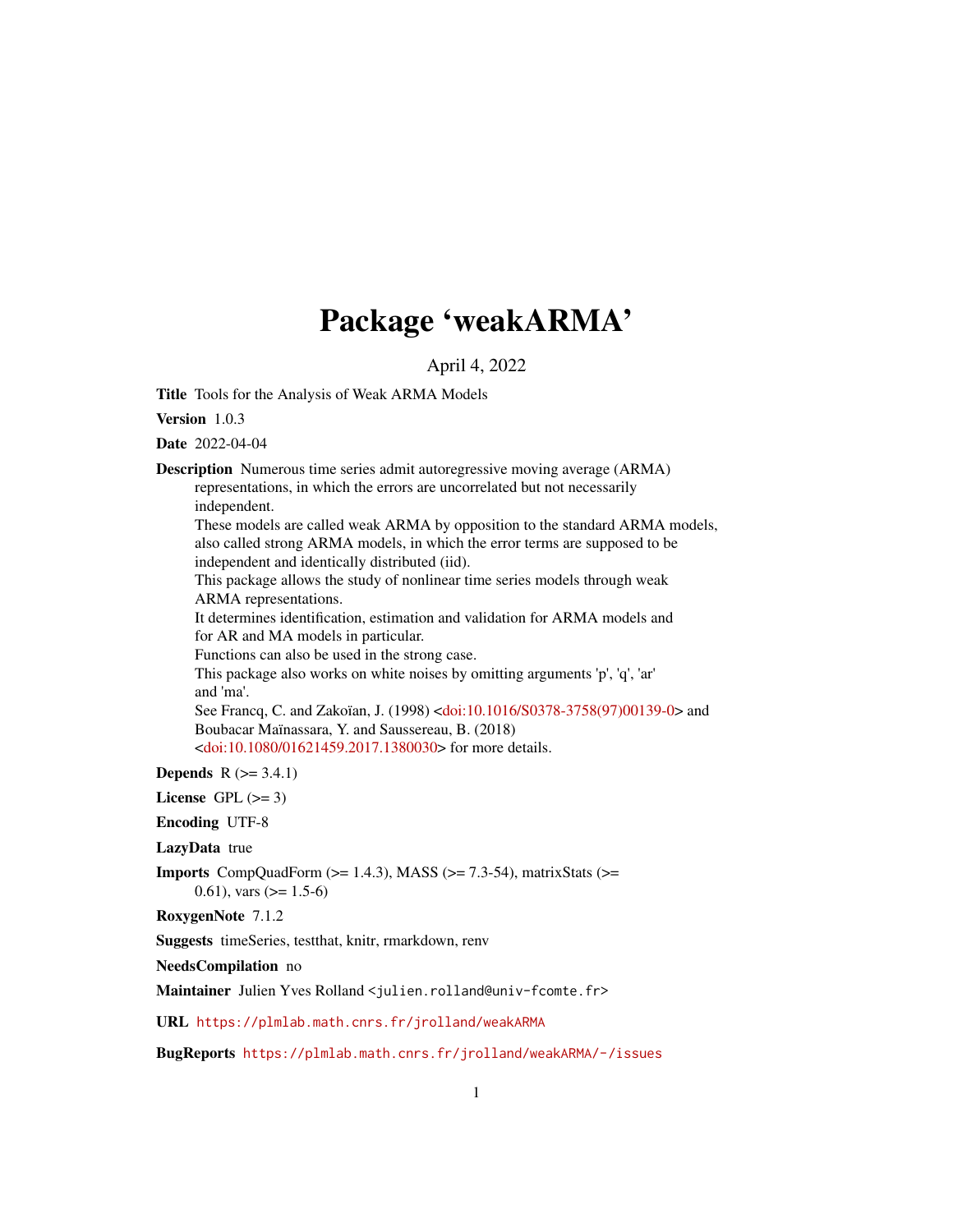# Package 'weakARMA'

April 4, 2022

**Title** Tools for the Analysis of Weak ARMA Models

**Version** 1.0.3

**Date** 2022-04-04

**Description** Numerous time series admit autoregressive moving average (ARMA) representations, in which the errors are uncorrelated but not necessarily independent.
These models are called weak ARMA by opposition to the standard ARMA models, also called strong ARMA models, in which the error terms are supposed to be independent and identically distributed (iid).
This package allows the study of nonlinear time series models through weak ARMA representations.
It determines identification, estimation and validation for ARMA models and for AR and MA models in particular.
Functions can also be used in the strong case.
This package also works on white noises by omitting arguments 'p', 'q', 'ar' and 'ma'.
See Francq, C. and Zakoïan, J. (1998) <doi:10.1016/S0378-3758(97)00139-0> and Boubacar Maïnassara, Y. and Saussereau, B. (2018) <doi:10.1080/01621459.2017.1380030> for more details.

**Depends** R (>= 3.4.1)

**License** GPL (>= 3)

**Encoding** UTF-8

**LazyData** true

**Imports** CompQuadForm (>= 1.4.3), MASS (>= 7.3-54), matrixStats (>= 0.61), vars (>= 1.5-6)

**RoxygenNote** 7.1.2

**Suggests** timeSeries, testthat, knitr, rmarkdown, renv

**NeedsCompilation** no

**Maintainer** Julien Yves Rolland <julien.rolland@univ-fcomte.fr>

**URL** https://plmlab.math.cnrs.fr/jrolland/weakARMA

**BugReports** https://plmlab.math.cnrs.fr/jrolland/weakARMA/-/issues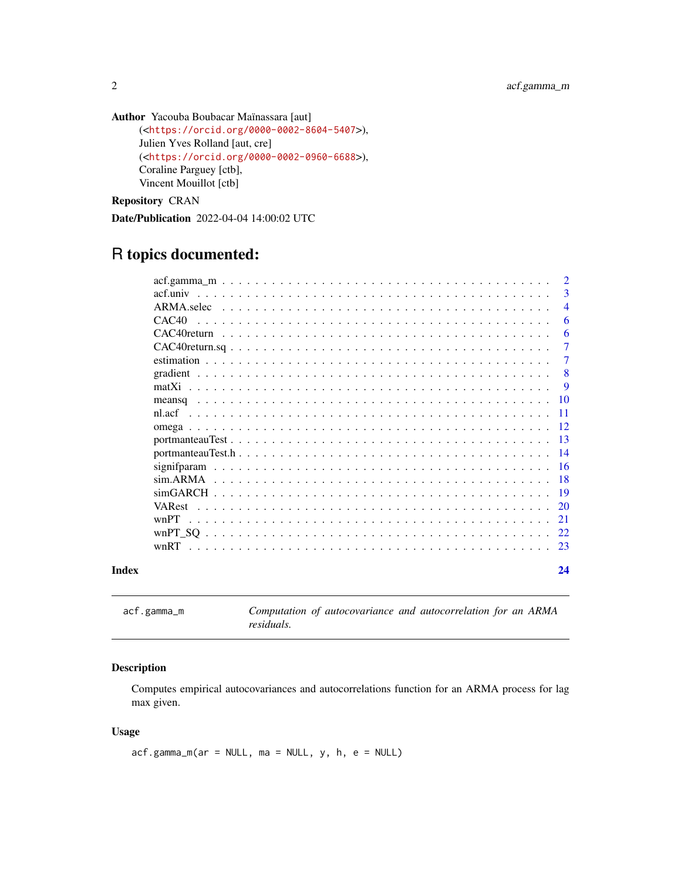**Author** Yacouba Boubacar Maïnassara [aut] (<https://orcid.org/0000-0002-8604-5407>), Julien Yves Rolland [aut, cre] (<https://orcid.org/0000-0002-0960-6688>), Coraline Parguey [ctb], Vincent Mouillot [ctb]

**Repository** CRAN

**Date/Publication** 2022-04-04 14:00:02 UTC

# R topics documented:

- acf.gamma_m . . . 2
- acf.univ . . . 3
- ARMA.selec . . . 4
- CAC40 . . . 6
- CAC40return . . . 6
- CAC40return.sq . . . 7
- estimation . . . 7
- gradient . . . 8
- matXi . . . 9
- meansq . . . 10
- nl.acf . . . 11
- omega . . . 12
- portmanteauTest . . . 13
- portmanteauTest.h . . . 14
- signifparam . . . 16
- sim.ARMA . . . 18
- simGARCH . . . 19
- VARest . . . 20
- wnPT . . . 21
- wnPT_SQ . . . 22
- wnRT . . . 23

**Index** 24

---

`acf.gamma_m` &nbsp;&nbsp; *Computation of autocovariance and autocorrelation for an ARMA residuals.*

---

### Description

Computes empirical autocovariances and autocorrelations function for an ARMA process for lag max given.

### Usage

```
acf.gamma_m(ar = NULL, ma = NULL, y, h, e = NULL)
```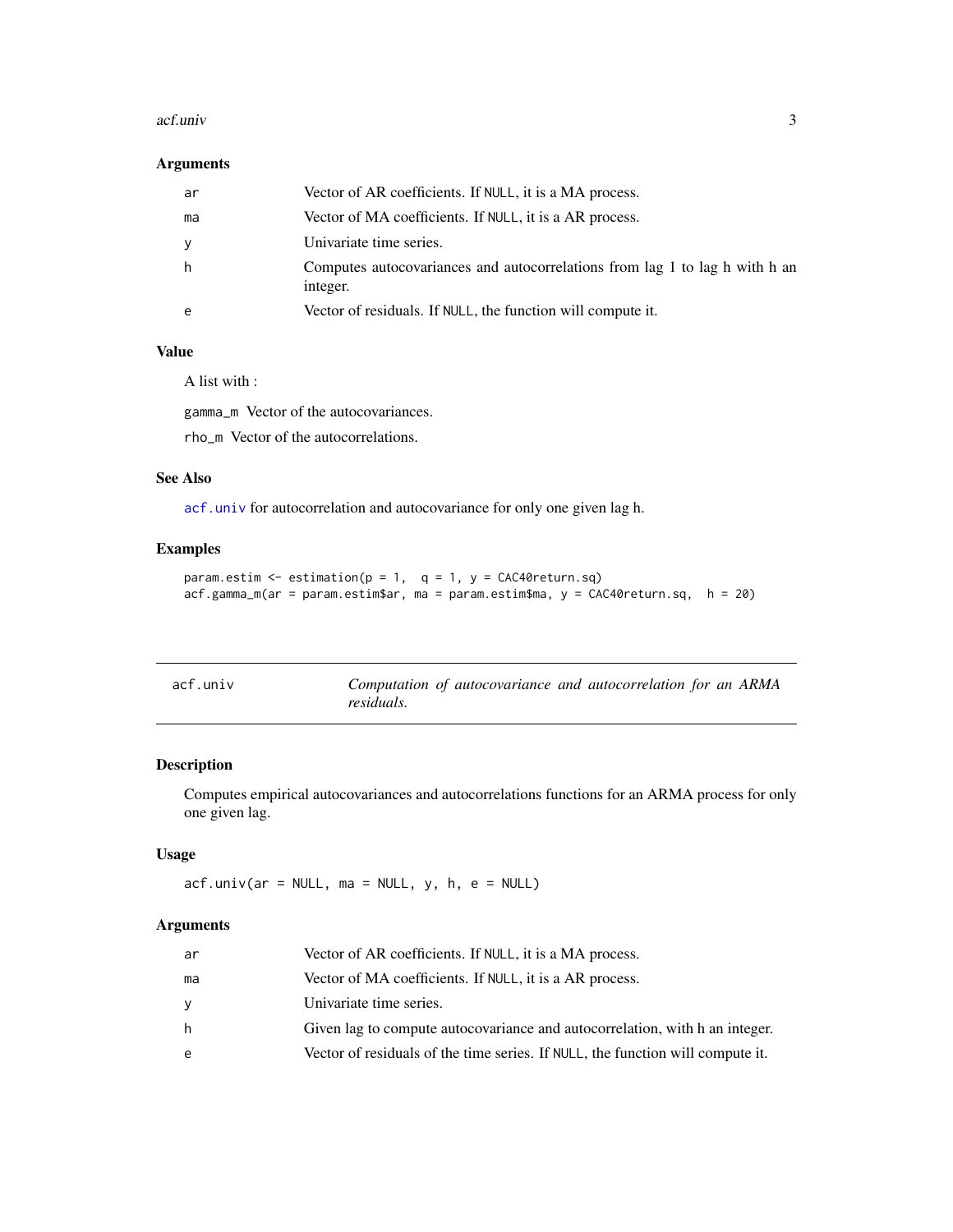### Arguments

| | |
|---|---|
| ar | Vector of AR coefficients. If NULL, it is a MA process. |
| ma | Vector of MA coefficients. If NULL, it is a AR process. |
| y | Univariate time series. |
| h | Computes autocovariances and autocorrelations from lag 1 to lag h with h an integer. |
| e | Vector of residuals. If NULL, the function will compute it. |

### Value

A list with :

gamma_m Vector of the autocovariances.

rho_m Vector of the autocorrelations.

### See Also

acf.univ for autocorrelation and autocovariance for only one given lag h.

### Examples

```
param.estim <- estimation(p = 1,  q = 1, y = CAC40return.sq)
acf.gamma_m(ar = param.estim$ar, ma = param.estim$ma, y = CAC40return.sq,  h = 20)
```

---

## acf.univ — *Computation of autocovariance and autocorrelation for an ARMA residuals.*

### Description

Computes empirical autocovariances and autocorrelations functions for an ARMA process for only one given lag.

### Usage

```
acf.univ(ar = NULL, ma = NULL, y, h, e = NULL)
```

### Arguments

| | |
|---|---|
| ar | Vector of AR coefficients. If NULL, it is a MA process. |
| ma | Vector of MA coefficients. If NULL, it is a AR process. |
| y | Univariate time series. |
| h | Given lag to compute autocovariance and autocorrelation, with h an integer. |
| e | Vector of residuals of the time series. If NULL, the function will compute it. |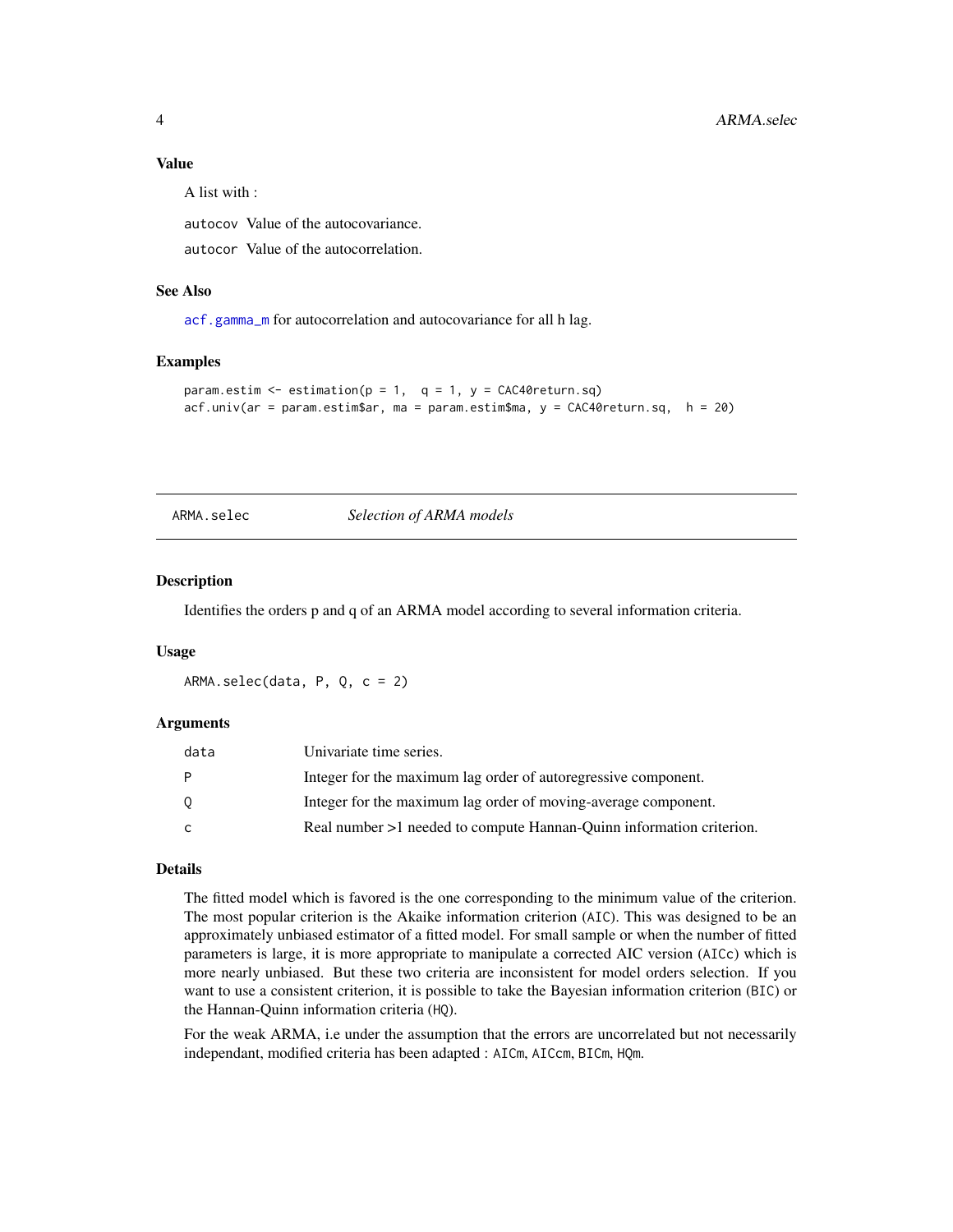### Value

A list with :

autocov Value of the autocovariance.

autocor Value of the autocorrelation.

### See Also

acf.gamma_m for autocorrelation and autocovariance for all h lag.

### Examples

```
param.estim <- estimation(p = 1,  q = 1, y = CAC40return.sq)
acf.univ(ar = param.estim$ar, ma = param.estim$ma, y = CAC40return.sq,  h = 20)
```

---

## ARMA.selec *Selection of ARMA models*

### Description

Identifies the orders p and q of an ARMA model according to several information criteria.

### Usage

```
ARMA.selec(data, P, Q, c = 2)
```

### Arguments

| | |
|---|---|
| data | Univariate time series. |
| P | Integer for the maximum lag order of autoregressive component. |
| Q | Integer for the maximum lag order of moving-average component. |
| c | Real number >1 needed to compute Hannan-Quinn information criterion. |

### Details

The fitted model which is favored is the one corresponding to the minimum value of the criterion. The most popular criterion is the Akaike information criterion (AIC). This was designed to be an approximately unbiased estimator of a fitted model. For small sample or when the number of fitted parameters is large, it is more appropriate to manipulate a corrected AIC version (AICc) which is more nearly unbiased. But these two criteria are inconsistent for model orders selection. If you want to use a consistent criterion, it is possible to take the Bayesian information criterion (BIC) or the Hannan-Quinn information criteria (HQ).

For the weak ARMA, i.e under the assumption that the errors are uncorrelated but not necessarily independant, modified criteria has been adapted : AICm, AICcm, BICm, HQm.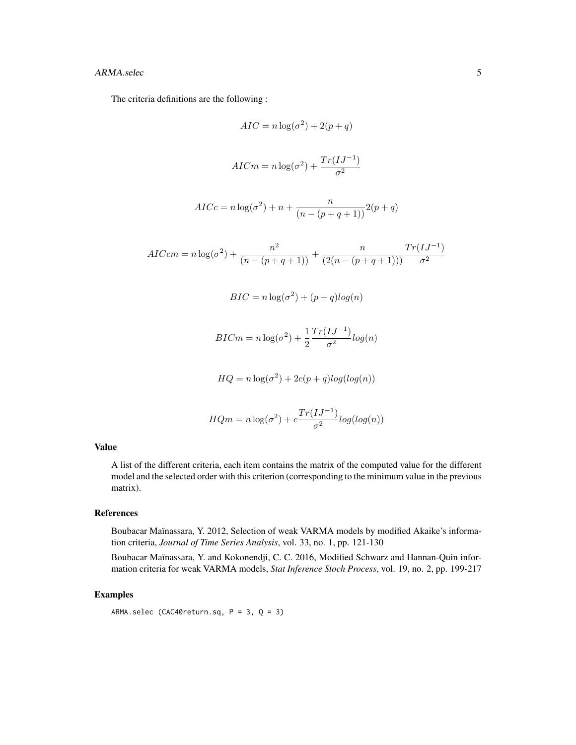The criteria definitions are the following :

$$AIC = n\log(\sigma^2) + 2(p+q)$$

$$AICm = n\log(\sigma^2) + \frac{Tr(IJ^{-1})}{\sigma^2}$$

$$AICc = n\log(\sigma^2) + n + \frac{n}{(n-(p+q+1))}2(p+q)$$

$$AICcm = n\log(\sigma^2) + \frac{n^2}{(n-(p+q+1))} + \frac{n}{(2(n-(p+q+1)))}\frac{Tr(IJ^{-1})}{\sigma^2}$$

$$BIC = n\log(\sigma^2) + (p+q)log(n)$$

$$BICm = n\log(\sigma^2) + \frac{1}{2}\frac{Tr(IJ^{-1})}{\sigma^2}log(n)$$

$$HQ = n\log(\sigma^2) + 2c(p+q)log(log(n))$$

$$HQm = n\log(\sigma^2) + c\frac{Tr(IJ^{-1})}{\sigma^2}log(log(n))$$

### Value

A list of the different criteria, each item contains the matrix of the computed value for the different model and the selected order with this criterion (corresponding to the minimum value in the previous matrix).

### References

Boubacar Maïnassara, Y. 2012, Selection of weak VARMA models by modified Akaike's information criteria, *Journal of Time Series Analysis*, vol. 33, no. 1, pp. 121-130

Boubacar Maïnassara, Y. and Kokonendji, C. C. 2016, Modified Schwarz and Hannan-Quin information criteria for weak VARMA models, *Stat Inference Stoch Process*, vol. 19, no. 2, pp. 199-217

### Examples

```
ARMA.selec (CAC40return.sq, P = 3, Q = 3)
```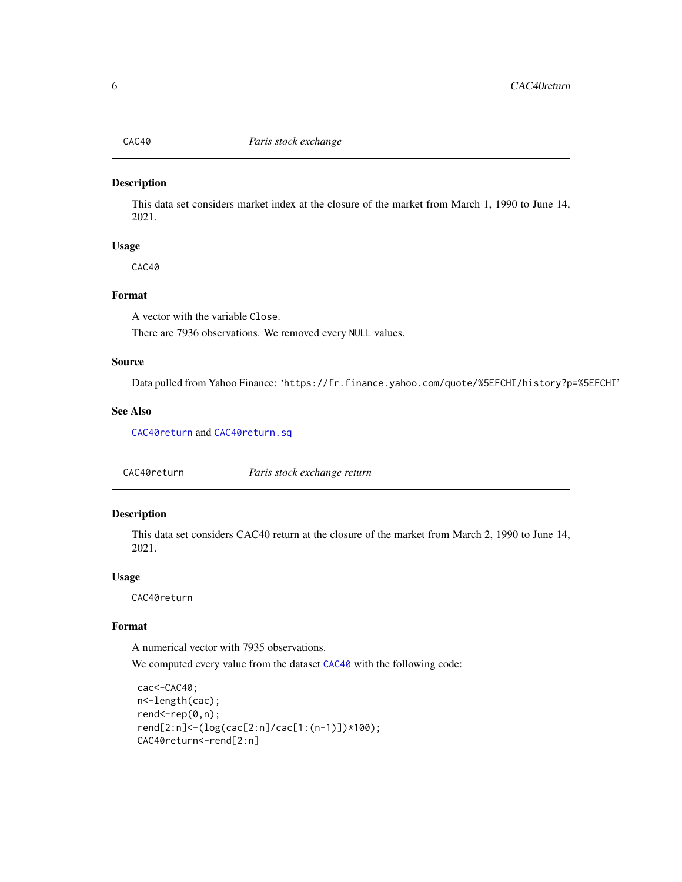## CAC40 — *Paris stock exchange*

### Description

This data set considers market index at the closure of the market from March 1, 1990 to June 14, 2021.

### Usage

```
CAC40
```

### Format

A vector with the variable `Close`.

There are 7936 observations. We removed every `NULL` values.

### Source

Data pulled from Yahoo Finance: 'https://fr.finance.yahoo.com/quote/%5EFCHI/history?p=%5EFCHI'

### See Also

`CAC40return` and `CAC40return.sq`

## CAC40return — *Paris stock exchange return*

### Description

This data set considers CAC40 return at the closure of the market from March 2, 1990 to June 14, 2021.

### Usage

```
CAC40return
```

### Format

A numerical vector with 7935 observations.

We computed every value from the dataset `CAC40` with the following code:

```
cac<-CAC40;
n<-length(cac);
rend<-rep(0,n);
rend[2:n]<-(log(cac[2:n]/cac[1:(n-1)])*100);
CAC40return<-rend[2:n]
```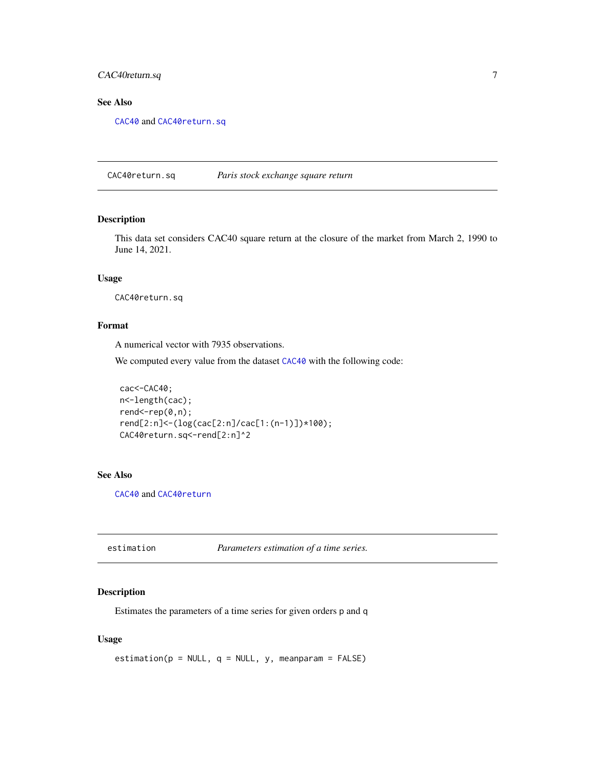### See Also

`CAC40` and `CAC40return.sq`

---

## CAC40return.sq — *Paris stock exchange square return*

### Description

This data set considers CAC40 square return at the closure of the market from March 2, 1990 to June 14, 2021.

### Usage

```
CAC40return.sq
```

### Format

A numerical vector with 7935 observations.

We computed every value from the dataset `CAC40` with the following code:

```
cac<-CAC40;
n<-length(cac);
rend<-rep(0,n);
rend[2:n]<-(log(cac[2:n]/cac[1:(n-1)])*100);
CAC40return.sq<-rend[2:n]^2
```

### See Also

`CAC40` and `CAC40return`

---

## estimation — *Parameters estimation of a time series.*

### Description

Estimates the parameters of a time series for given orders p and q

### Usage

```
estimation(p = NULL, q = NULL, y, meanparam = FALSE)
```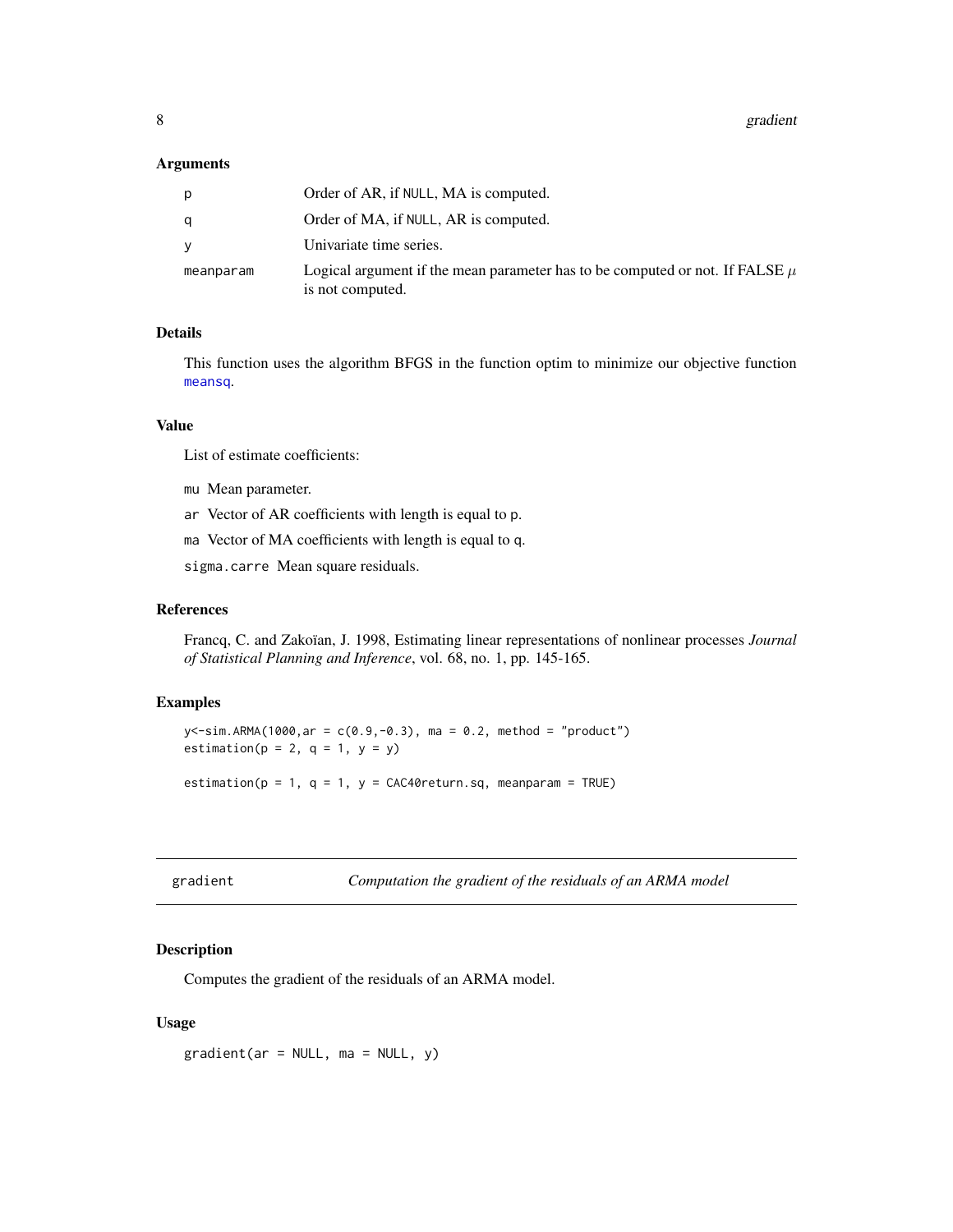### Arguments

| | |
|---|---|
| p | Order of AR, if NULL, MA is computed. |
| q | Order of MA, if NULL, AR is computed. |
| y | Univariate time series. |
| meanparam | Logical argument if the mean parameter has to be computed or not. If FALSE $\mu$ is not computed. |

### Details

This function uses the algorithm BFGS in the function optim to minimize our objective function meansq.

### Value

List of estimate coefficients:

- mu Mean parameter.
- ar Vector of AR coefficients with length is equal to p.
- ma Vector of MA coefficients with length is equal to q.
- sigma.carre Mean square residuals.

### References

Francq, C. and Zakoïan, J. 1998, Estimating linear representations of nonlinear processes *Journal of Statistical Planning and Inference*, vol. 68, no. 1, pp. 145-165.

### Examples

```
y<-sim.ARMA(1000,ar = c(0.9,-0.3), ma = 0.2, method = "product")
estimation(p = 2, q = 1, y = y)

estimation(p = 1, q = 1, y = CAC40return.sq, meanparam = TRUE)
```

---

## gradient — *Computation the gradient of the residuals of an ARMA model*

### Description

Computes the gradient of the residuals of an ARMA model.

### Usage

```
gradient(ar = NULL, ma = NULL, y)
```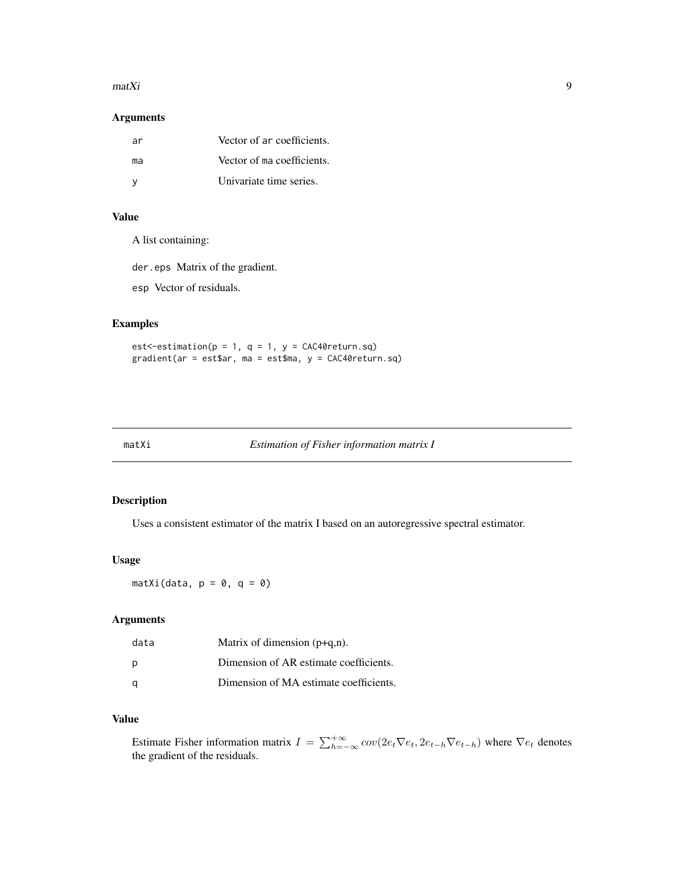### Arguments

| | |
|---|---|
| ar | Vector of ar coefficients. |
| ma | Vector of ma coefficients. |
| y | Univariate time series. |

### Value

A list containing:

der.eps Matrix of the gradient.

esp Vector of residuals.

### Examples

```
est<-estimation(p = 1, q = 1, y = CAC40return.sq)
gradient(ar = est$ar, ma = est$ma, y = CAC40return.sq)
```

---

## matXi — *Estimation of Fisher information matrix I*

### Description

Uses a consistent estimator of the matrix I based on an autoregressive spectral estimator.

### Usage

```
matXi(data, p = 0, q = 0)
```

### Arguments

| | |
|---|---|
| data | Matrix of dimension (p+q,n). |
| p | Dimension of AR estimate coefficients. |
| q | Dimension of MA estimate coefficients. |

### Value

Estimate Fisher information matrix $I = \sum_{h=-\infty}^{+\infty} cov(2e_t \nabla e_t, 2e_{t-h} \nabla e_{t-h})$ where $\nabla e_t$ denotes the gradient of the residuals.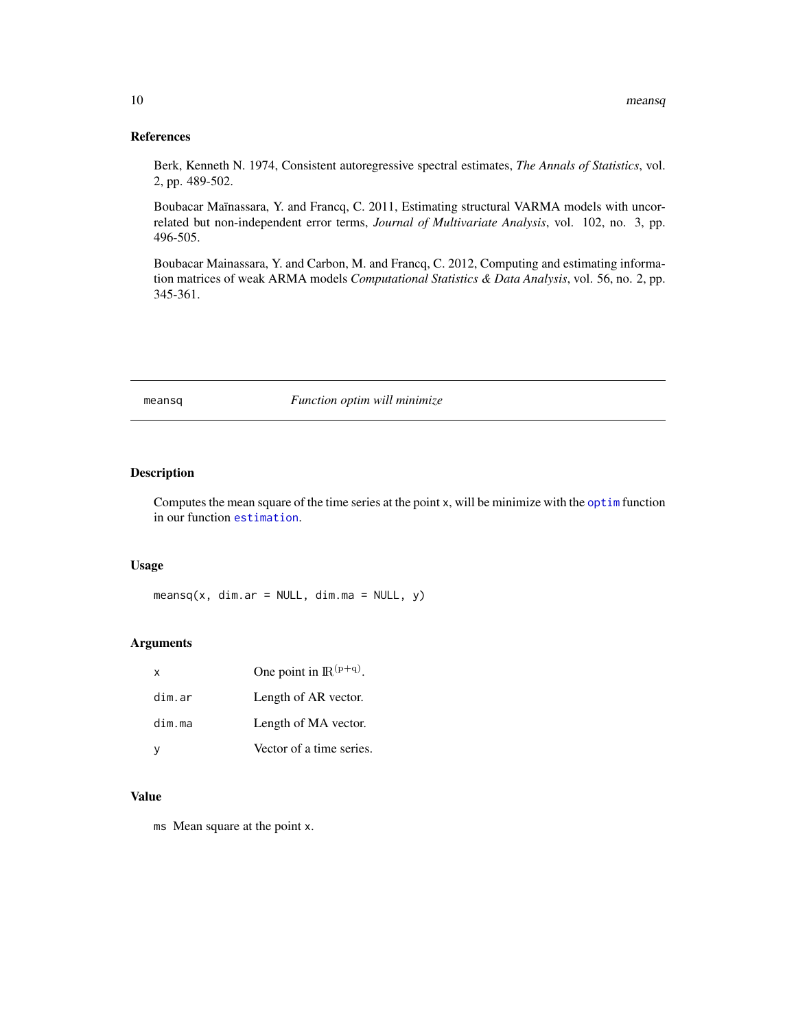## References

Berk, Kenneth N. 1974, Consistent autoregressive spectral estimates, *The Annals of Statistics*, vol. 2, pp. 489-502.

Boubacar Maïnassara, Y. and Francq, C. 2011, Estimating structural VARMA models with uncorrelated but non-independent error terms, *Journal of Multivariate Analysis*, vol. 102, no. 3, pp. 496-505.

Boubacar Mainassara, Y. and Carbon, M. and Francq, C. 2012, Computing and estimating information matrices of weak ARMA models *Computational Statistics & Data Analysis*, vol. 56, no. 2, pp. 345-361.

---

# meansq — *Function optim will minimize*

## Description

Computes the mean square of the time series at the point `x`, will be minimize with the `optim` function in our function `estimation`.

## Usage

```
meansq(x, dim.ar = NULL, dim.ma = NULL, y)
```

## Arguments

| | |
|---|---|
| `x` | One point in $\mathbb{R}^{(p+q)}$. |
| `dim.ar` | Length of AR vector. |
| `dim.ma` | Length of MA vector. |
| `y` | Vector of a time series. |

## Value

`ms` Mean square at the point `x`.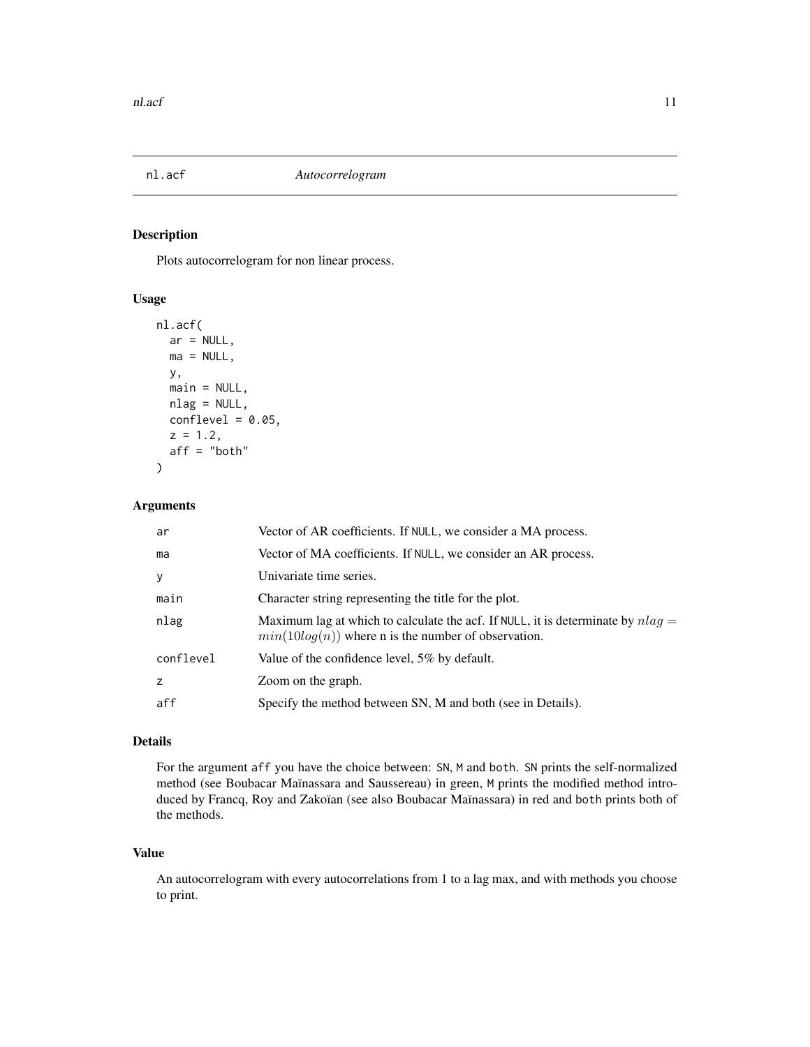# nl.acf *Autocorrelogram*

## Description

Plots autocorrelogram for non linear process.

## Usage

```
nl.acf(
  ar = NULL,
  ma = NULL,
  y,
  main = NULL,
  nlag = NULL,
  conflevel = 0.05,
  z = 1.2,
  aff = "both"
)
```

## Arguments

| | |
|---|---|
| ar | Vector of AR coefficients. If NULL, we consider a MA process. |
| ma | Vector of MA coefficients. If NULL, we consider an AR process. |
| y | Univariate time series. |
| main | Character string representing the title for the plot. |
| nlag | Maximum lag at which to calculate the acf. If NULL, it is determinate by $nlag = min(10log(n))$ where n is the number of observation. |
| conflevel | Value of the confidence level, 5% by default. |
| z | Zoom on the graph. |
| aff | Specify the method between SN, M and both (see in Details). |

## Details

For the argument aff you have the choice between: SN, M and both. SN prints the self-normalized method (see Boubacar Maïnassara and Saussereau) in green, M prints the modified method introduced by Francq, Roy and Zakoïan (see also Boubacar Maïnassara) in red and both prints both of the methods.

## Value

An autocorrelogram with every autocorrelations from 1 to a lag max, and with methods you choose to print.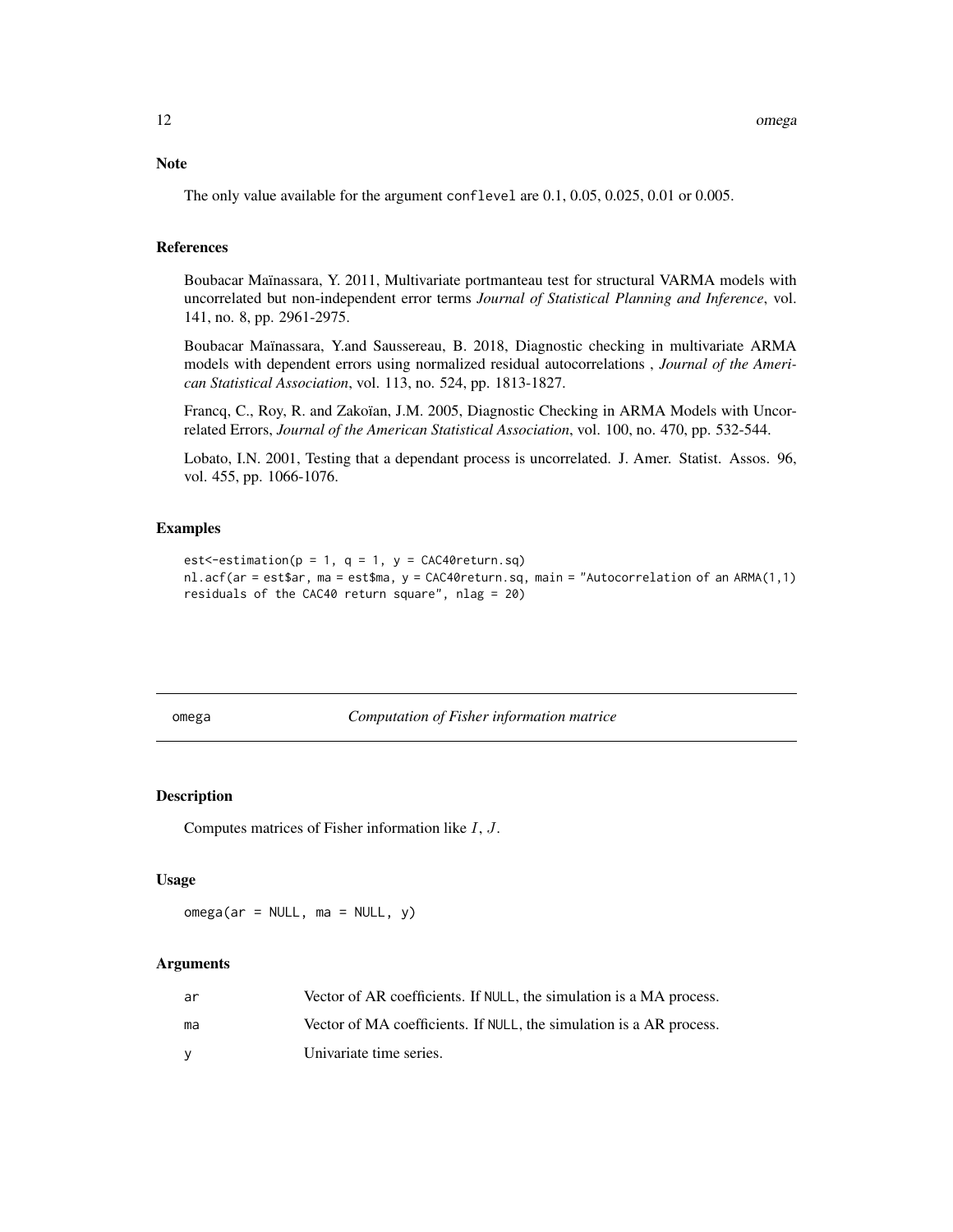### Note

The only value available for the argument `conflevel` are 0.1, 0.05, 0.025, 0.01 or 0.005.

### References

Boubacar Maïnassara, Y. 2011, Multivariate portmanteau test for structural VARMA models with uncorrelated but non-independent error terms *Journal of Statistical Planning and Inference*, vol. 141, no. 8, pp. 2961-2975.

Boubacar Maïnassara, Y.and Saussereau, B. 2018, Diagnostic checking in multivariate ARMA models with dependent errors using normalized residual autocorrelations , *Journal of the American Statistical Association*, vol. 113, no. 524, pp. 1813-1827.

Francq, C., Roy, R. and Zakoïan, J.M. 2005, Diagnostic Checking in ARMA Models with Uncorrelated Errors, *Journal of the American Statistical Association*, vol. 100, no. 470, pp. 532-544.

Lobato, I.N. 2001, Testing that a dependant process is uncorrelated. J. Amer. Statist. Assos. 96, vol. 455, pp. 1066-1076.

### Examples

```
est<-estimation(p = 1, q = 1, y = CAC40return.sq)
nl.acf(ar = est$ar, ma = est$ma, y = CAC40return.sq, main = "Autocorrelation of an ARMA(1,1)
residuals of the CAC40 return square", nlag = 20)
```

---

## omega — *Computation of Fisher information matrice*

### Description

Computes matrices of Fisher information like $I$, $J$.

### Usage

```
omega(ar = NULL, ma = NULL, y)
```

### Arguments

| | |
|---|---|
| ar | Vector of AR coefficients. If NULL, the simulation is a MA process. |
| ma | Vector of MA coefficients. If NULL, the simulation is a AR process. |
| y | Univariate time series. |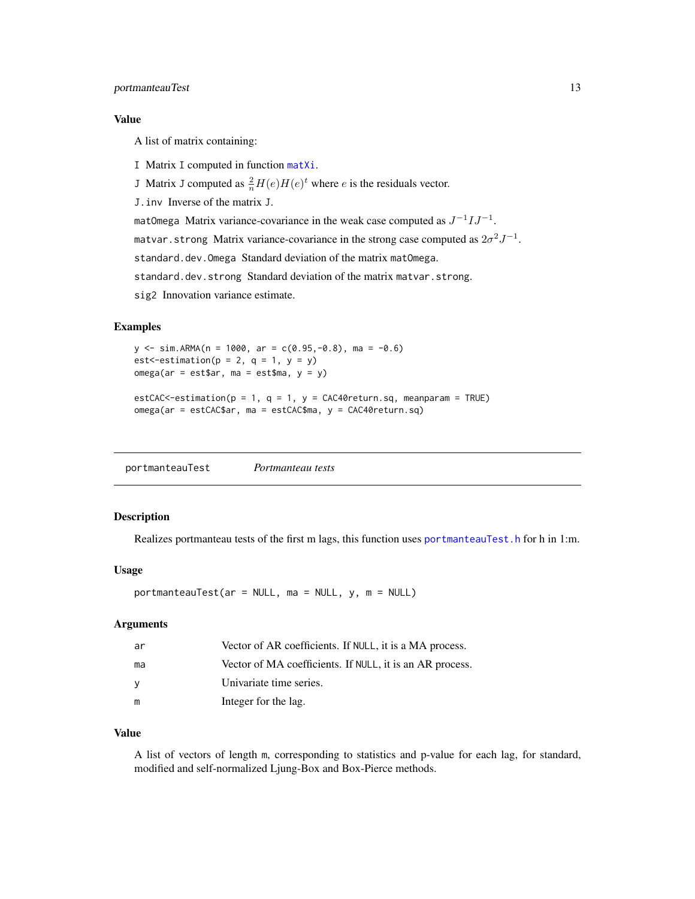### Value

A list of matrix containing:

`I` Matrix `I` computed in function `matXi`.

`J` Matrix `J` computed as $\frac{2}{n}H(e)H(e)^t$ where $e$ is the residuals vector.

`J.inv` Inverse of the matrix `J`.

`matOmega` Matrix variance-covariance in the weak case computed as $J^{-1}IJ^{-1}$.

`matvar.strong` Matrix variance-covariance in the strong case computed as $2\sigma^2 J^{-1}$.

`standard.dev.Omega` Standard deviation of the matrix `matOmega`.

`standard.dev.strong` Standard deviation of the matrix `matvar.strong`.

`sig2` Innovation variance estimate.

### Examples

```
y <- sim.ARMA(n = 1000, ar = c(0.95,-0.8), ma = -0.6)
est<-estimation(p = 2, q = 1, y = y)
omega(ar = est$ar, ma = est$ma, y = y)

estCAC<-estimation(p = 1, q = 1, y = CAC40return.sq, meanparam = TRUE)
omega(ar = estCAC$ar, ma = estCAC$ma, y = CAC40return.sq)
```

---

## portmanteauTest — *Portmanteau tests*

### Description

Realizes portmanteau tests of the first m lags, this function uses `portmanteauTest.h` for h in 1:m.

### Usage

```
portmanteauTest(ar = NULL, ma = NULL, y, m = NULL)
```

### Arguments

| | |
|---|---|
| `ar` | Vector of AR coefficients. If `NULL`, it is a MA process. |
| `ma` | Vector of MA coefficients. If `NULL`, it is an AR process. |
| `y` | Univariate time series. |
| `m` | Integer for the lag. |

### Value

A list of vectors of length `m`, corresponding to statistics and p-value for each lag, for standard, modified and self-normalized Ljung-Box and Box-Pierce methods.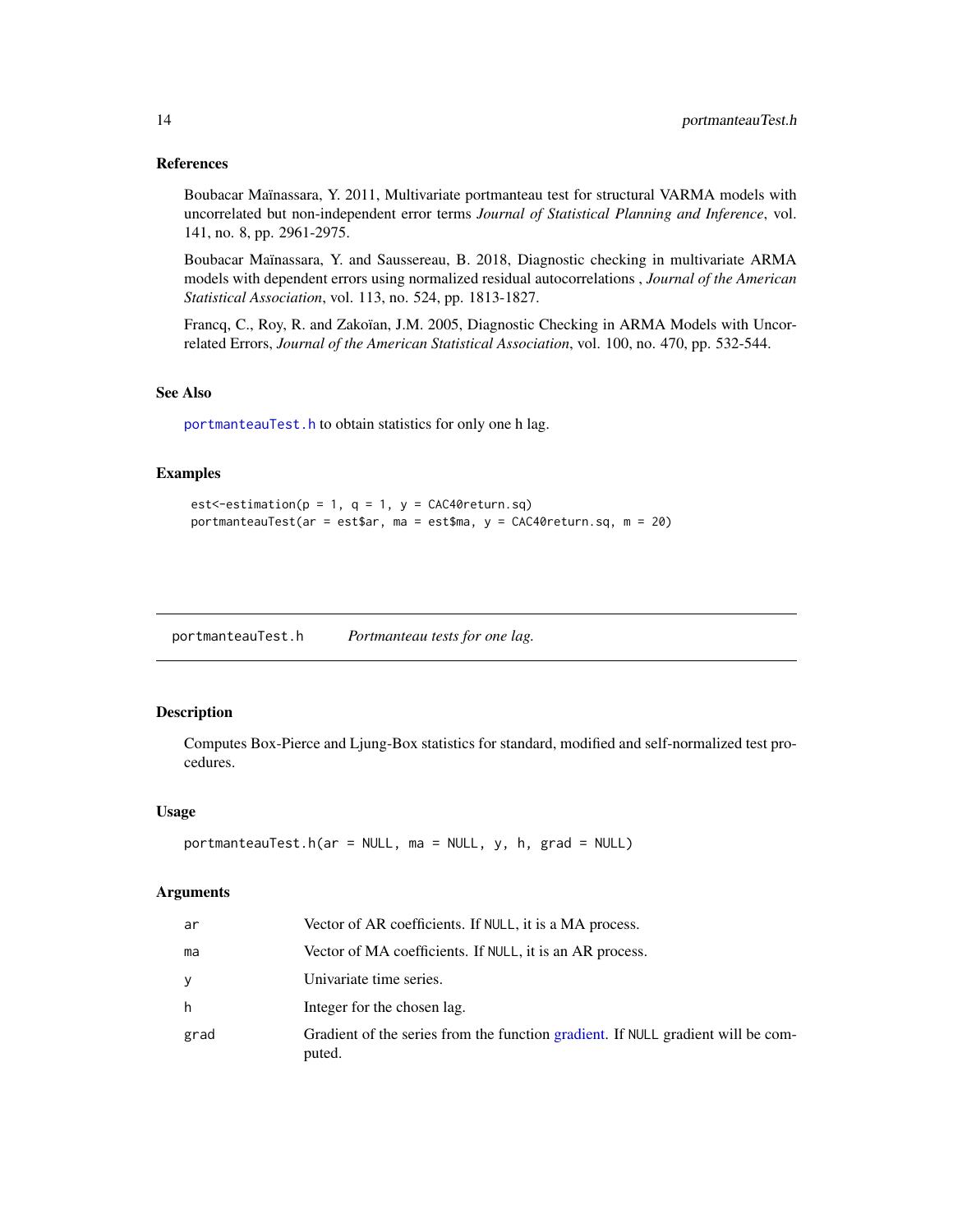### References

Boubacar Maïnassara, Y. 2011, Multivariate portmanteau test for structural VARMA models with uncorrelated but non-independent error terms *Journal of Statistical Planning and Inference*, vol. 141, no. 8, pp. 2961-2975.

Boubacar Maïnassara, Y. and Saussereau, B. 2018, Diagnostic checking in multivariate ARMA models with dependent errors using normalized residual autocorrelations , *Journal of the American Statistical Association*, vol. 113, no. 524, pp. 1813-1827.

Francq, C., Roy, R. and Zakoïan, J.M. 2005, Diagnostic Checking in ARMA Models with Uncorrelated Errors, *Journal of the American Statistical Association*, vol. 100, no. 470, pp. 532-544.

### See Also

`portmanteauTest.h` to obtain statistics for only one h lag.

### Examples

```
est<-estimation(p = 1, q = 1, y = CAC40return.sq)
portmanteauTest(ar = est$ar, ma = est$ma, y = CAC40return.sq, m = 20)
```

---

## portmanteauTest.h &nbsp;&nbsp;&nbsp; *Portmanteau tests for one lag.*

---

### Description

Computes Box-Pierce and Ljung-Box statistics for standard, modified and self-normalized test procedures.

### Usage

```
portmanteauTest.h(ar = NULL, ma = NULL, y, h, grad = NULL)
```

### Arguments

| | |
|---|---|
| `ar` | Vector of AR coefficients. If `NULL`, it is a MA process. |
| `ma` | Vector of MA coefficients. If `NULL`, it is an AR process. |
| `y` | Univariate time series. |
| `h` | Integer for the chosen lag. |
| `grad` | Gradient of the series from the function gradient. If `NULL` gradient will be computed. |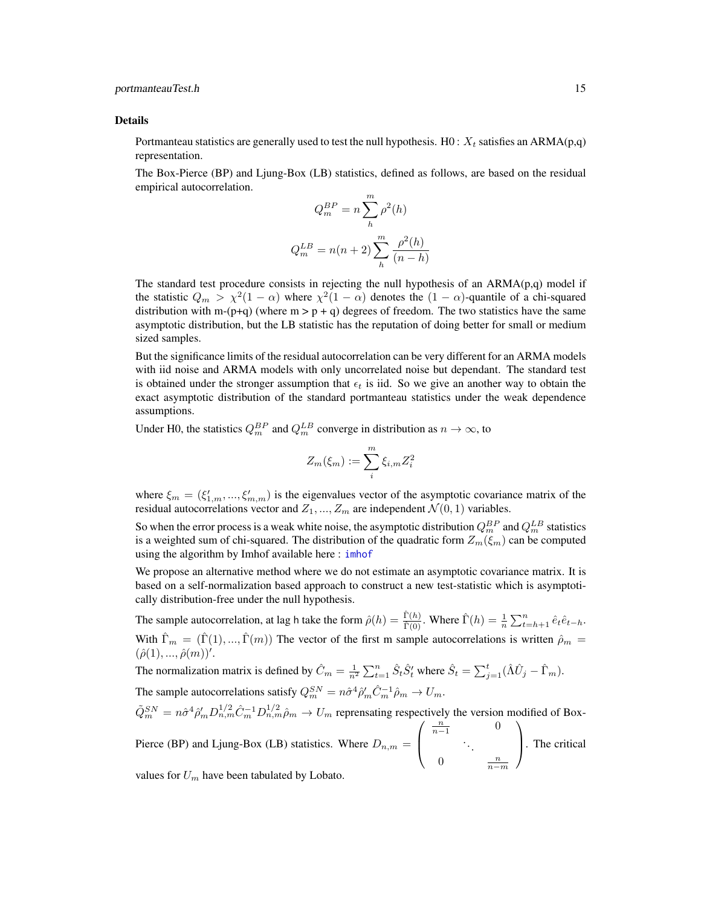### Details

Portmanteau statistics are generally used to test the null hypothesis. H0 : $X_t$ satisfies an ARMA(p,q) representation.

The Box-Pierce (BP) and Ljung-Box (LB) statistics, defined as follows, are based on the residual empirical autocorrelation.

$$Q_m^{BP} = n \sum_h^m \rho^2(h)$$

$$Q_m^{LB} = n(n+2) \sum_h^m \frac{\rho^2(h)}{(n-h)}$$

The standard test procedure consists in rejecting the null hypothesis of an ARMA(p,q) model if the statistic $Q_m > \chi^2(1-\alpha)$ where $\chi^2(1-\alpha)$ denotes the $(1-\alpha)$-quantile of a chi-squared distribution with m-(p+q) (where m > p + q) degrees of freedom. The two statistics have the same asymptotic distribution, but the LB statistic has the reputation of doing better for small or medium sized samples.

But the significance limits of the residual autocorrelation can be very different for an ARMA models with iid noise and ARMA models with only uncorrelated noise but dependant. The standard test is obtained under the stronger assumption that $\epsilon_t$ is iid. So we give an another way to obtain the exact asymptotic distribution of the standard portmanteau statistics under the weak dependence assumptions.

Under H0, the statistics $Q_m^{BP}$ and $Q_m^{LB}$ converge in distribution as $n \to \infty$, to

$$Z_m(\xi_m) := \sum_i^m \xi_{i,m} Z_i^2$$

where $\xi_m = (\xi'_{1,m}, ..., \xi'_{m,m})$ is the eigenvalues vector of the asymptotic covariance matrix of the residual autocorrelations vector and $Z_1, ..., Z_m$ are independent $\mathcal{N}(0,1)$ variables.

So when the error process is a weak white noise, the asymptotic distribution $Q_m^{BP}$ and $Q_m^{LB}$ statistics is a weighted sum of chi-squared. The distribution of the quadratic form $Z_m(\xi_m)$ can be computed using the algorithm by Imhof available here : imhof

We propose an alternative method where we do not estimate an asymptotic covariance matrix. It is based on a self-normalization based approach to construct a new test-statistic which is asymptotically distribution-free under the null hypothesis.

The sample autocorrelation, at lag h take the form $\hat{\rho}(h) = \frac{\hat{\Gamma}(h)}{\hat{\Gamma}(0)}$. Where $\hat{\Gamma}(h) = \frac{1}{n}\sum_{t=h+1}^{n} \hat{e}_t \hat{e}_{t-h}$. With $\hat{\Gamma}_m = (\hat{\Gamma}(1), ..., \hat{\Gamma}(m))$ The vector of the first m sample autocorrelations is written $\hat{\rho}_m = (\hat{\rho}(1), ..., \hat{\rho}(m))'$.

The normalization matrix is defined by $\hat{C}_m = \frac{1}{n^2}\sum_{t=1}^{n} \hat{S}_t \hat{S}'_t$ where $\hat{S}_t = \sum_{j=1}^{t} (\hat{\Lambda}\hat{U}_j - \hat{\Gamma}_m)$.

The sample autocorrelations satisfy $Q_m^{SN} = n\hat{\sigma}^4 \hat{\rho}'_m \hat{C}_m^{-1} \hat{\rho}_m \to U_m$.

$\tilde{Q}_m^{SN} = n\hat{\sigma}^4 \hat{\rho}'_m D_{n,m}^{1/2} \hat{C}_m^{-1} D_{n,m}^{1/2} \hat{\rho}_m \to U_m$ reprensating respectively the version modified of Box-Pierce (BP) and Ljung-Box (LB) statistics. Where $D_{n,m} = \begin{pmatrix} \frac{n}{n-1} & & 0 \\ & \ddots & \\ 0 & & \frac{n}{n-m} \end{pmatrix}$. The critical values for $U_m$ have been tabulated by Lobato.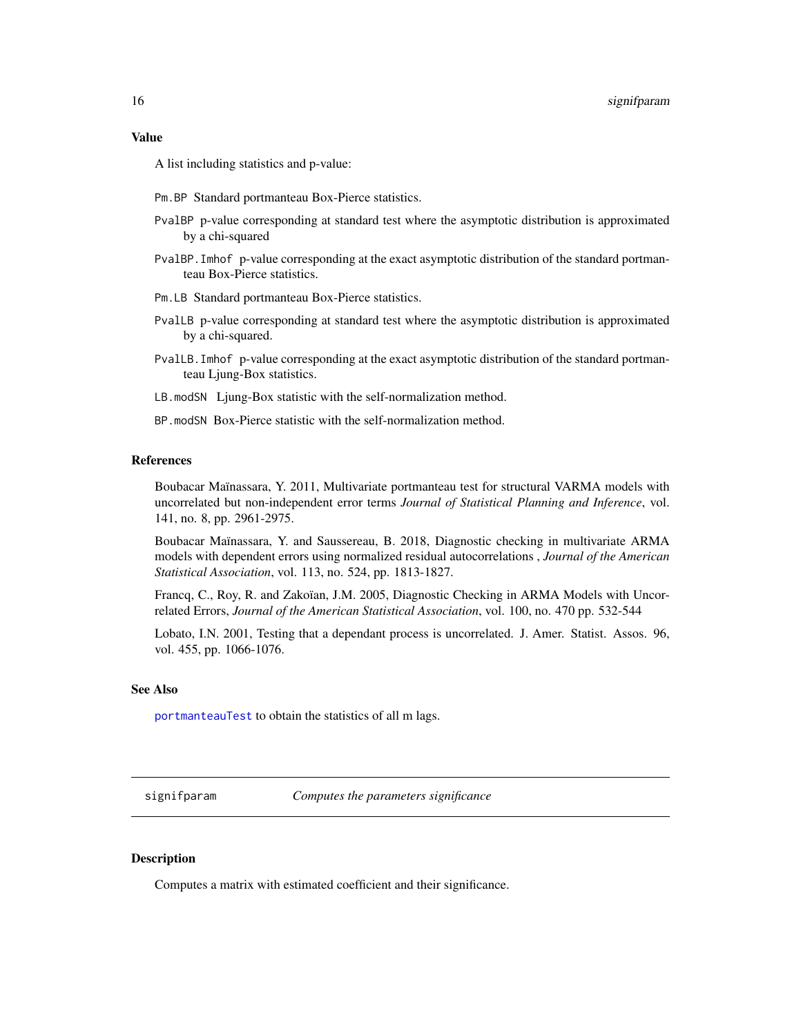### Value

A list including statistics and p-value:

- `Pm.BP` Standard portmanteau Box-Pierce statistics.
- `PvalBP` p-value corresponding at standard test where the asymptotic distribution is approximated by a chi-squared
- `PvalBP.Imhof` p-value corresponding at the exact asymptotic distribution of the standard portmanteau Box-Pierce statistics.
- `Pm.LB` Standard portmanteau Box-Pierce statistics.
- `PvalLB` p-value corresponding at standard test where the asymptotic distribution is approximated by a chi-squared.
- `PvalLB.Imhof` p-value corresponding at the exact asymptotic distribution of the standard portmanteau Ljung-Box statistics.
- `LB.modSN` Ljung-Box statistic with the self-normalization method.
- `BP.modSN` Box-Pierce statistic with the self-normalization method.

### References

Boubacar Maïnassara, Y. 2011, Multivariate portmanteau test for structural VARMA models with uncorrelated but non-independent error terms *Journal of Statistical Planning and Inference*, vol. 141, no. 8, pp. 2961-2975.

Boubacar Maïnassara, Y. and Saussereau, B. 2018, Diagnostic checking in multivariate ARMA models with dependent errors using normalized residual autocorrelations , *Journal of the American Statistical Association*, vol. 113, no. 524, pp. 1813-1827.

Francq, C., Roy, R. and Zakoïan, J.M. 2005, Diagnostic Checking in ARMA Models with Uncorrelated Errors, *Journal of the American Statistical Association*, vol. 100, no. 470 pp. 532-544

Lobato, I.N. 2001, Testing that a dependant process is uncorrelated. J. Amer. Statist. Assos. 96, vol. 455, pp. 1066-1076.

### See Also

`portmanteauTest` to obtain the statistics of all m lags.

---

## signifparam — *Computes the parameters significance*

### Description

Computes a matrix with estimated coefficient and their significance.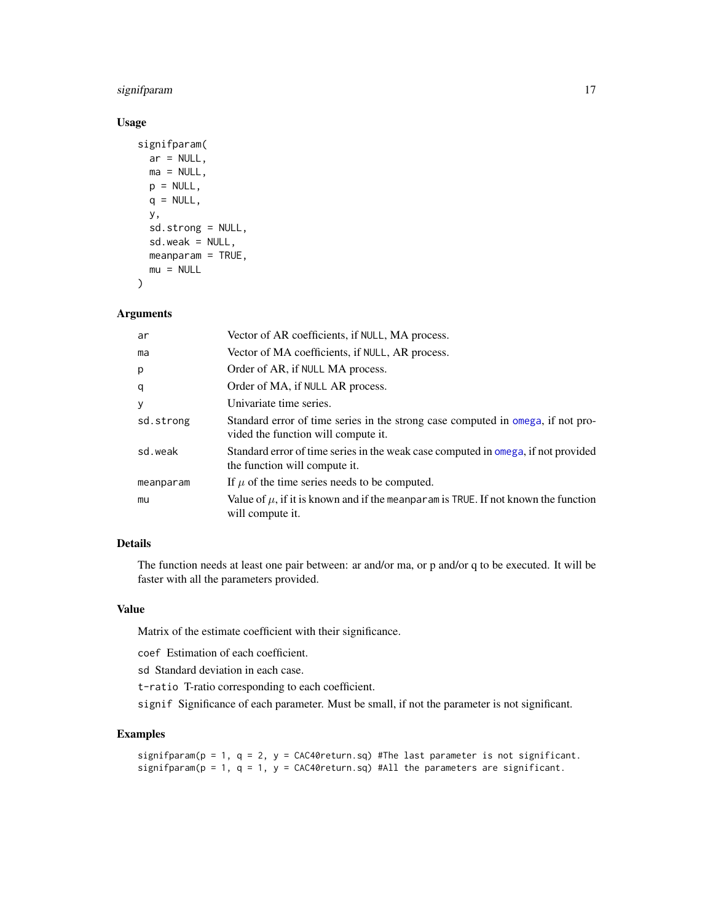## Usage

```
signifparam(
  ar = NULL,
  ma = NULL,
  p = NULL,
  q = NULL,
  y,
  sd.strong = NULL,
  sd.weak = NULL,
  meanparam = TRUE,
  mu = NULL
)
```

## Arguments

| | |
|---|---|
| `ar` | Vector of AR coefficients, if `NULL`, MA process. |
| `ma` | Vector of MA coefficients, if `NULL`, AR process. |
| `p` | Order of AR, if `NULL` MA process. |
| `q` | Order of MA, if `NULL` AR process. |
| `y` | Univariate time series. |
| `sd.strong` | Standard error of time series in the strong case computed in `omega`, if not provided the function will compute it. |
| `sd.weak` | Standard error of time series in the weak case computed in `omega`, if not provided the function will compute it. |
| `meanparam` | If $\mu$ of the time series needs to be computed. |
| `mu` | Value of $\mu$, if it is known and if the `meanparam` is `TRUE`. If not known the function will compute it. |

## Details

The function needs at least one pair between: ar and/or ma, or p and/or q to be executed. It will be faster with all the parameters provided.

## Value

Matrix of the estimate coefficient with their significance.

`coef` Estimation of each coefficient.

`sd` Standard deviation in each case.

`t-ratio` T-ratio corresponding to each coefficient.

`signif` Significance of each parameter. Must be small, if not the parameter is not significant.

## Examples

```
signifparam(p = 1, q = 2, y = CAC40return.sq) #The last parameter is not significant.
signifparam(p = 1, q = 1, y = CAC40return.sq) #All the parameters are significant.
```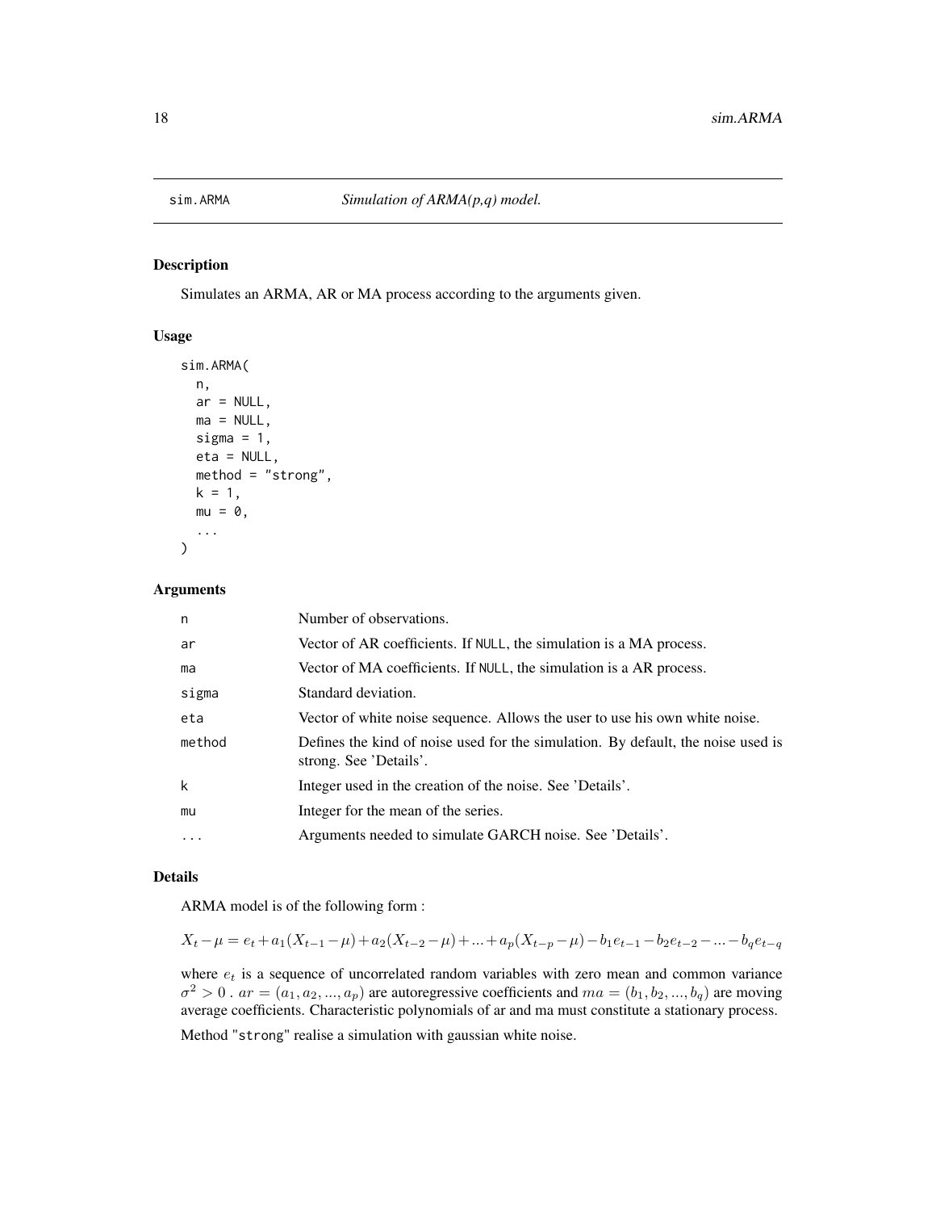# sim.ARMA — *Simulation of ARMA(p,q) model.*

## Description

Simulates an ARMA, AR or MA process according to the arguments given.

## Usage

```
sim.ARMA(
  n,
  ar = NULL,
  ma = NULL,
  sigma = 1,
  eta = NULL,
  method = "strong",
  k = 1,
  mu = 0,
  ...
)
```

## Arguments

| | |
|---|---|
| n | Number of observations. |
| ar | Vector of AR coefficients. If NULL, the simulation is a MA process. |
| ma | Vector of MA coefficients. If NULL, the simulation is a AR process. |
| sigma | Standard deviation. |
| eta | Vector of white noise sequence. Allows the user to use his own white noise. |
| method | Defines the kind of noise used for the simulation. By default, the noise used is strong. See 'Details'. |
| k | Integer used in the creation of the noise. See 'Details'. |
| mu | Integer for the mean of the series. |
| ... | Arguments needed to simulate GARCH noise. See 'Details'. |

## Details

ARMA model is of the following form :

$$X_t - \mu = e_t + a_1(X_{t-1} - \mu) + a_2(X_{t-2} - \mu) + ... + a_p(X_{t-p} - \mu) - b_1 e_{t-1} - b_2 e_{t-2} - ... - b_q e_{t-q}$$

where $e_t$ is a sequence of uncorrelated random variables with zero mean and common variance $\sigma^2 > 0$ . $ar = (a_1, a_2, ..., a_p)$ are autoregressive coefficients and $ma = (b_1, b_2, ..., b_q)$ are moving average coefficients. Characteristic polynomials of ar and ma must constitute a stationary process.

Method "strong" realise a simulation with gaussian white noise.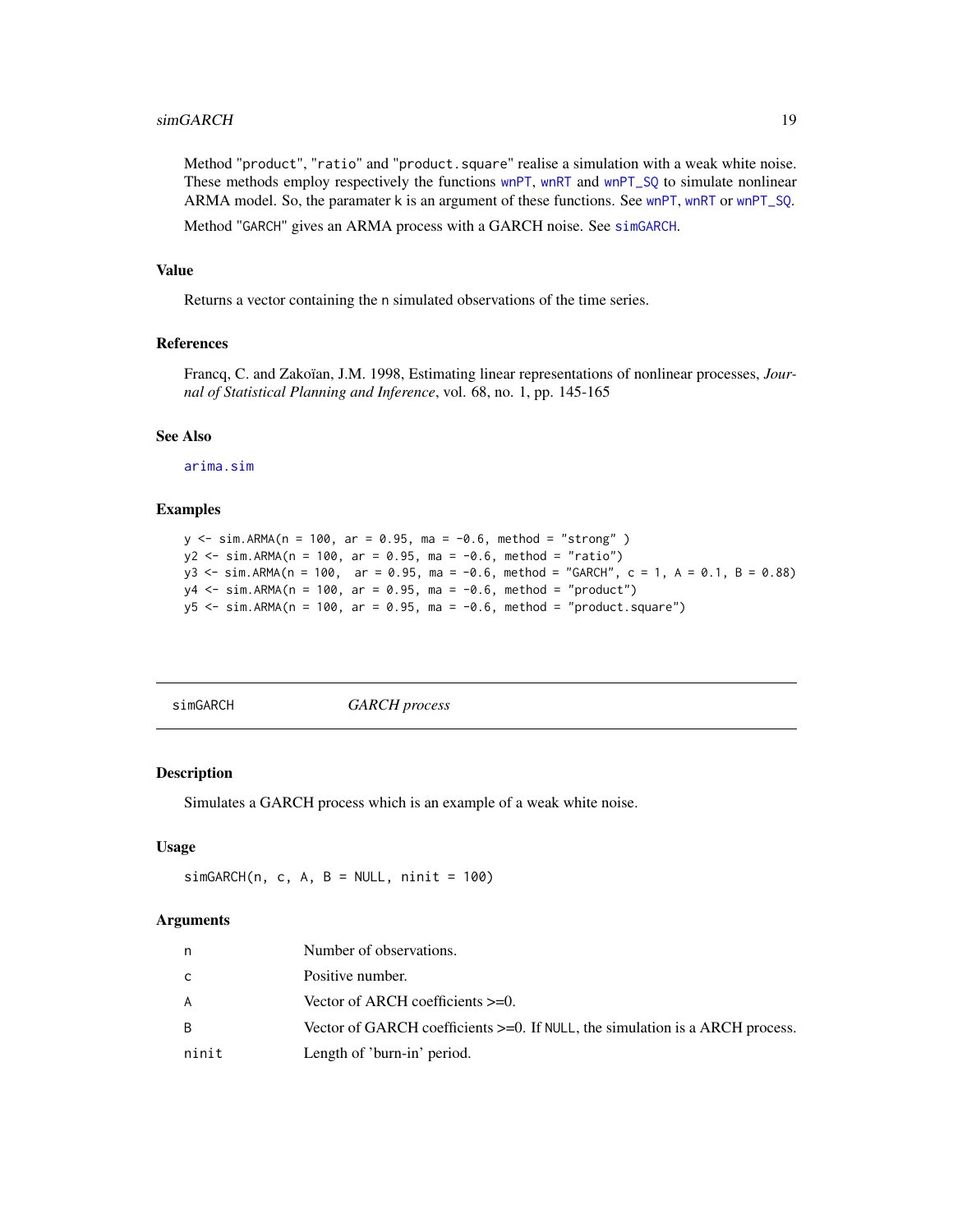Method "product", "ratio" and "product.square" realise a simulation with a weak white noise. These methods employ respectively the functions wnPT, wnRT and wnPT_SQ to simulate nonlinear ARMA model. So, the paramater k is an argument of these functions. See wnPT, wnRT or wnPT_SQ.

Method "GARCH" gives an ARMA process with a GARCH noise. See simGARCH.

### Value

Returns a vector containing the n simulated observations of the time series.

### References

Francq, C. and Zakoïan, J.M. 1998, Estimating linear representations of nonlinear processes, *Journal of Statistical Planning and Inference*, vol. 68, no. 1, pp. 145-165

### See Also

arima.sim

### Examples

```
y <- sim.ARMA(n = 100, ar = 0.95, ma = -0.6, method = "strong" )
y2 <- sim.ARMA(n = 100, ar = 0.95, ma = -0.6, method = "ratio")
y3 <- sim.ARMA(n = 100,  ar = 0.95, ma = -0.6, method = "GARCH", c = 1, A = 0.1, B = 0.88)
y4 <- sim.ARMA(n = 100, ar = 0.95, ma = -0.6, method = "product")
y5 <- sim.ARMA(n = 100, ar = 0.95, ma = -0.6, method = "product.square")
```

---

## simGARCH — *GARCH process*

### Description

Simulates a GARCH process which is an example of a weak white noise.

### Usage

```
simGARCH(n, c, A, B = NULL, ninit = 100)
```

### Arguments

| | |
|---|---|
| n | Number of observations. |
| c | Positive number. |
| A | Vector of ARCH coefficients >=0. |
| B | Vector of GARCH coefficients >=0. If NULL, the simulation is a ARCH process. |
| ninit | Length of 'burn-in' period. |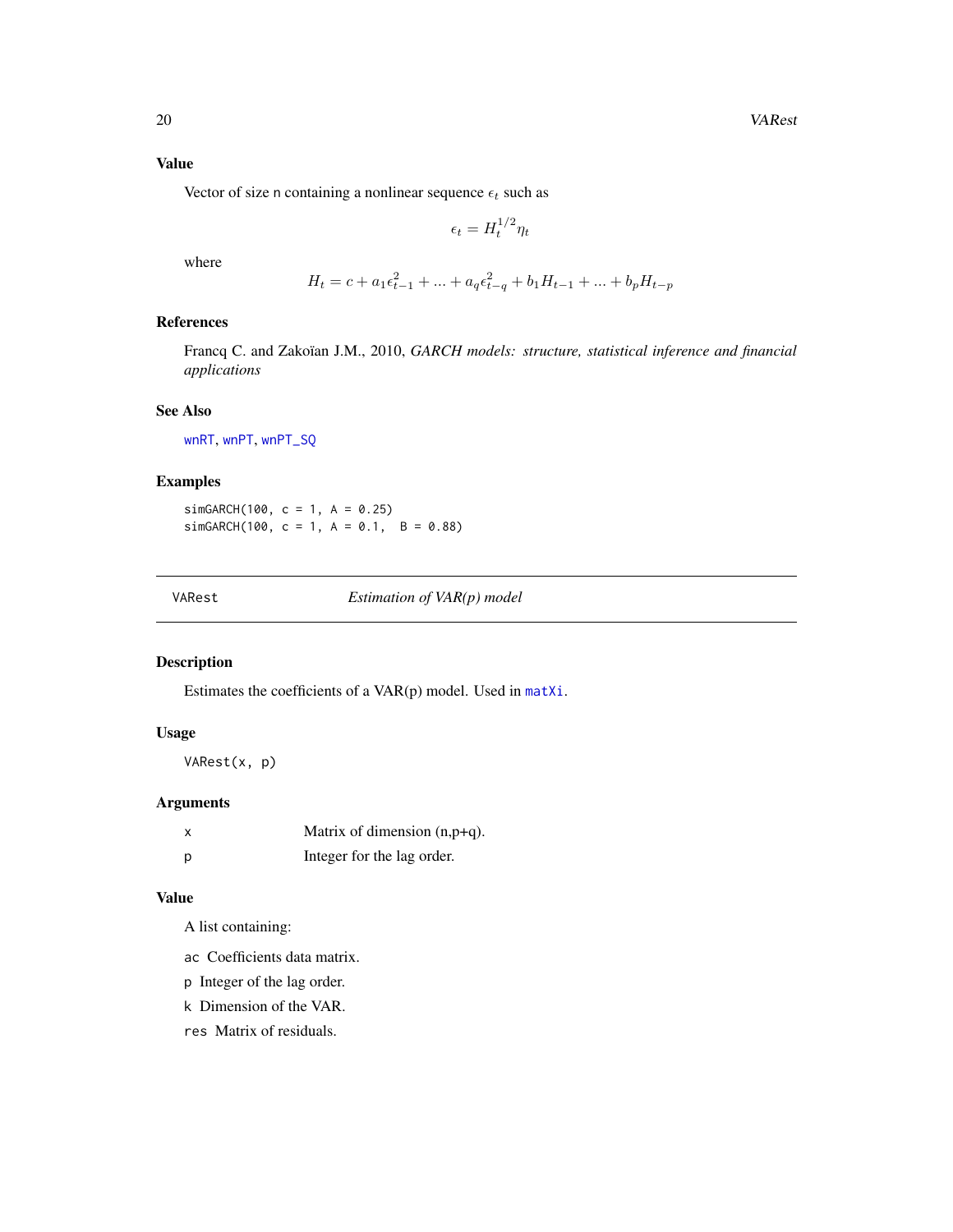### Value

Vector of size n containing a nonlinear sequence $\epsilon_t$ such as

$$\epsilon_t = H_t^{1/2} \eta_t$$

where

$$H_t = c + a_1 \epsilon_{t-1}^2 + ... + a_q \epsilon_{t-q}^2 + b_1 H_{t-1} + ... + b_p H_{t-p}$$

### References

Francq C. and Zakoïan J.M., 2010, *GARCH models: structure, statistical inference and financial applications*

### See Also

wnRT, wnPT, wnPT_SQ

### Examples

```
simGARCH(100, c = 1, A = 0.25)
simGARCH(100, c = 1, A = 0.1,  B = 0.88)
```

---

## VARest — *Estimation of VAR(p) model*

### Description

Estimates the coefficients of a VAR(p) model. Used in matXi.

### Usage

```
VARest(x, p)
```

### Arguments

| | |
|---|---|
| x | Matrix of dimension (n,p+q). |
| p | Integer for the lag order. |

### Value

A list containing:

- ac Coefficients data matrix.
- p Integer of the lag order.
- k Dimension of the VAR.
- res Matrix of residuals.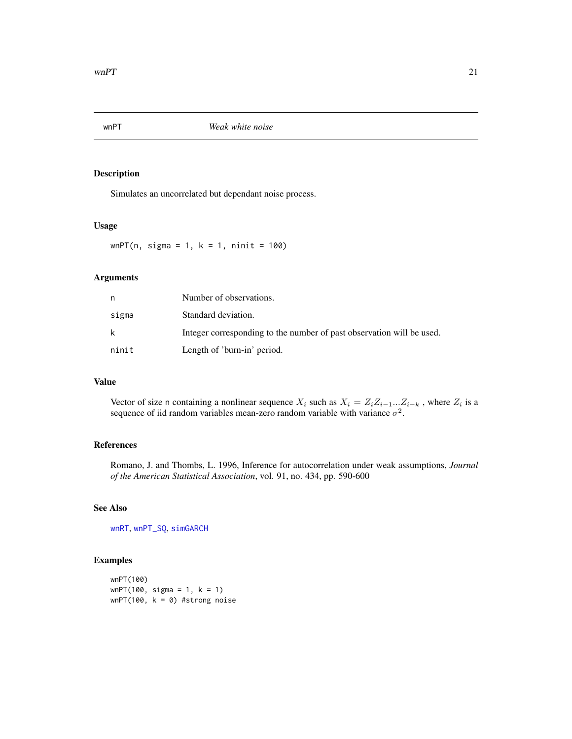wnPT *Weak white noise*

## Description

Simulates an uncorrelated but dependant noise process.

## Usage

```
wnPT(n, sigma = 1, k = 1, ninit = 100)
```

## Arguments

| | |
|---|---|
| n | Number of observations. |
| sigma | Standard deviation. |
| k | Integer corresponding to the number of past observation will be used. |
| ninit | Length of 'burn-in' period. |

## Value

Vector of size n containing a nonlinear sequence $X_i$ such as $X_i = Z_i Z_{i-1} ... Z_{i-k}$ , where $Z_i$ is a sequence of iid random variables mean-zero random variable with variance $\sigma^2$.

## References

Romano, J. and Thombs, L. 1996, Inference for autocorrelation under weak assumptions, *Journal of the American Statistical Association*, vol. 91, no. 434, pp. 590-600

## See Also

wnRT, wnPT_SQ, simGARCH

## Examples

```
wnPT(100)
wnPT(100, sigma = 1, k = 1)
wnPT(100, k = 0) #strong noise
```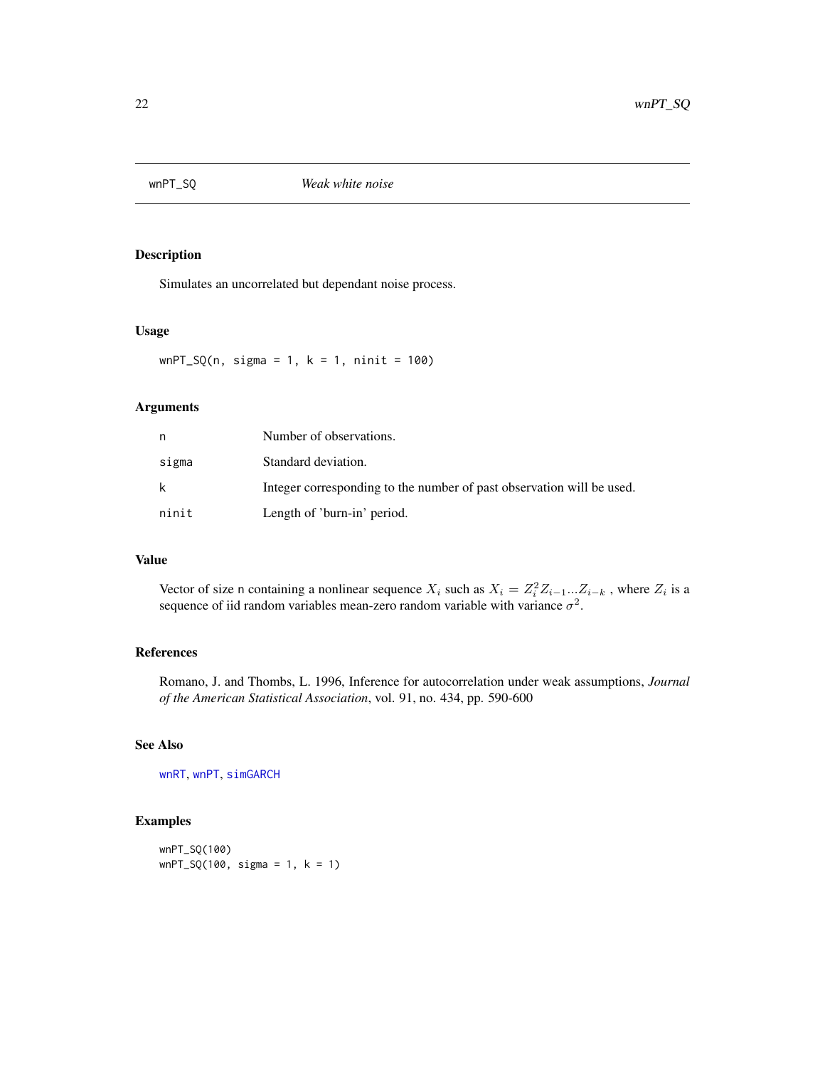# wnPT_SQ    *Weak white noise*

## Description

Simulates an uncorrelated but dependant noise process.

## Usage

```
wnPT_SQ(n, sigma = 1, k = 1, ninit = 100)
```

## Arguments

| | |
|---|---|
| n | Number of observations. |
| sigma | Standard deviation. |
| k | Integer corresponding to the number of past observation will be used. |
| ninit | Length of 'burn-in' period. |

## Value

Vector of size n containing a nonlinear sequence $X_i$ such as $X_i = Z_i^2 Z_{i-1} ... Z_{i-k}$ , where $Z_i$ is a sequence of iid random variables mean-zero random variable with variance $\sigma^2$.

## References

Romano, J. and Thombs, L. 1996, Inference for autocorrelation under weak assumptions, *Journal of the American Statistical Association*, vol. 91, no. 434, pp. 590-600

## See Also

wnRT, wnPT, simGARCH

## Examples

```
wnPT_SQ(100)
wnPT_SQ(100, sigma = 1, k = 1)
```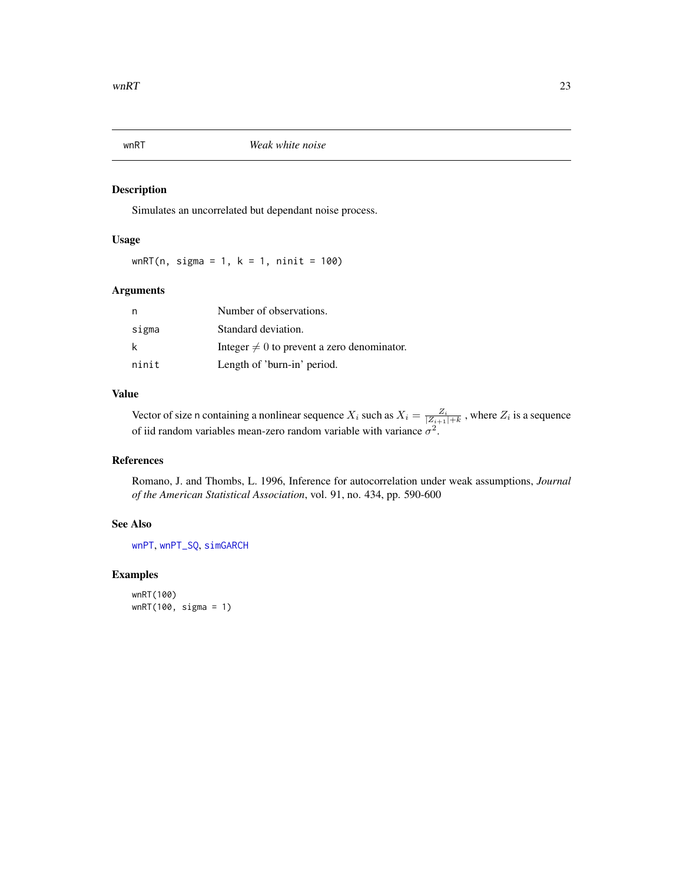# wnRT — *Weak white noise*

## Description

Simulates an uncorrelated but dependant noise process.

## Usage

```
wnRT(n, sigma = 1, k = 1, ninit = 100)
```

## Arguments

| | |
|---|---|
| n | Number of observations. |
| sigma | Standard deviation. |
| k | Integer $\neq 0$ to prevent a zero denominator. |
| ninit | Length of 'burn-in' period. |

## Value

Vector of size n containing a nonlinear sequence $X_i$ such as $X_i = \frac{Z_i}{|Z_{i+1}|+k}$ , where $Z_i$ is a sequence of iid random variables mean-zero random variable with variance $\sigma^2$.

## References

Romano, J. and Thombs, L. 1996, Inference for autocorrelation under weak assumptions, *Journal of the American Statistical Association*, vol. 91, no. 434, pp. 590-600

## See Also

wnPT, wnPT_SQ, simGARCH

## Examples

```
wnRT(100)
wnRT(100, sigma = 1)
```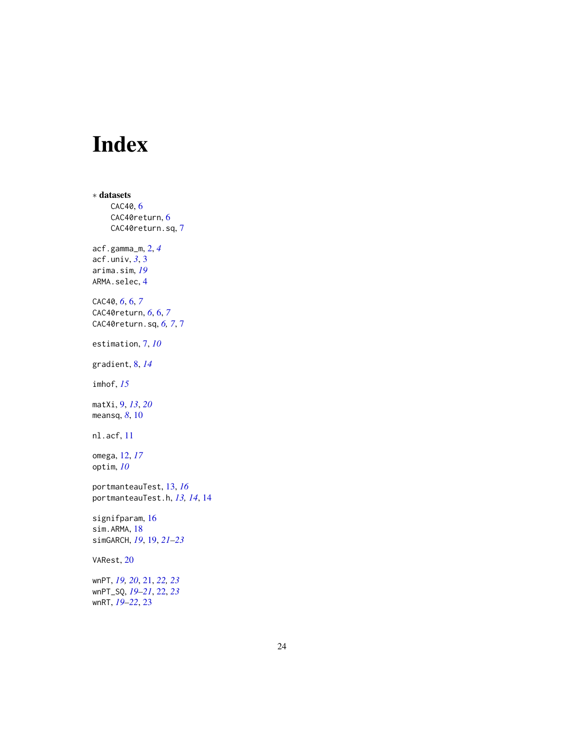# Index

∗ **datasets**

CAC40, 6
CAC40return, 6
CAC40return.sq, 7

acf.gamma_m, 2, *4*
acf.univ, *3*, 3
arima.sim, *19*
ARMA.selec, 4

CAC40, *6*, 6, *7*
CAC40return, *6*, 6, *7*
CAC40return.sq, *6, 7*, 7

estimation, 7, *10*

gradient, 8, *14*

imhof, *15*

matXi, 9, *13*, *20*
meansq, *8*, 10

nl.acf, 11

omega, 12, *17*
optim, *10*

portmanteauTest, 13, *16*
portmanteauTest.h, *13, 14*, 14

signifparam, 16
sim.ARMA, 18
simGARCH, *19*, 19, *21–23*

VARest, 20

wnPT, *19, 20*, 21, *22, 23*
wnPT_SQ, *19–21*, 22, *23*
wnRT, *19–22*, 23